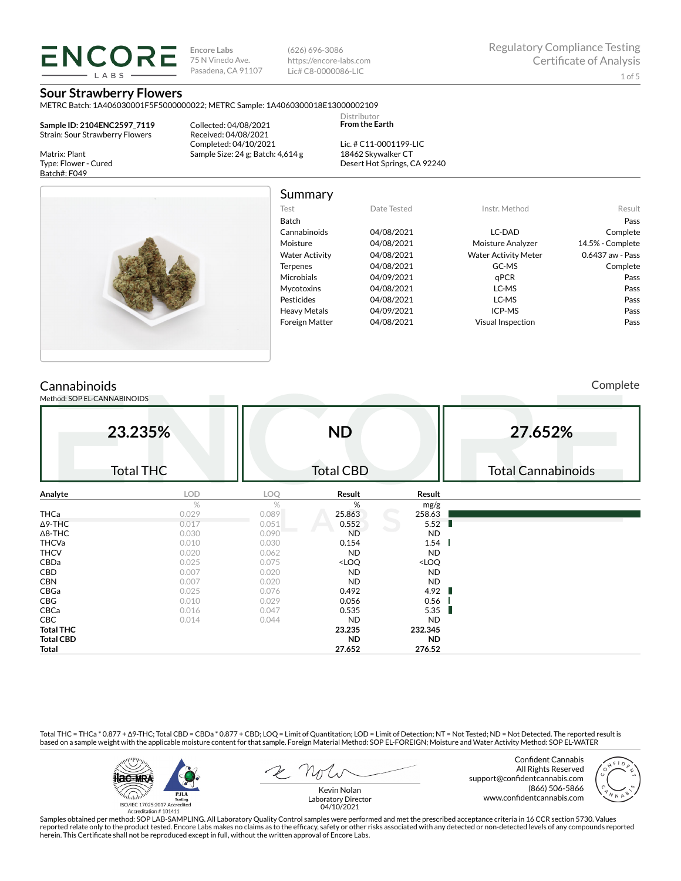**ENCORE LABS**

Encore Labs
75 N Vinedo Ave.
Pasadena, CA 91107

(626) 696-3086
https://encore-labs.com
Lic# C8-0000086-LIC

Regulatory Compliance Testing
Certificate of Analysis

# Sour Strawberry Flowers

METRC Batch: 1A406030001F5F5000000022; METRC Sample: 1A4060300018E13000002109

**Sample ID: 2104ENC2597_7119**
Strain: Sour Strawberry Flowers

Matrix: Plant
Type: Flower - Cured
Batch#: F049

Collected: 04/08/2021
Received: 04/08/2021
Completed: 04/10/2021
Sample Size: 24 g; Batch: 4,614 g

Distributor
**From the Earth**

Lic. # C11-0001199-LIC
18462 Skywalker CT
Desert Hot Springs, CA 92240

## Summary

| Test | Date Tested | Instr. Method | Result |
|---|---|---|---|
| Batch | | | Pass |
| Cannabinoids | 04/08/2021 | LC-DAD | Complete |
| Moisture | 04/08/2021 | Moisture Analyzer | 14.5% - Complete |
| Water Activity | 04/08/2021 | Water Activity Meter | 0.6437 aw - Pass |
| Terpenes | 04/08/2021 | GC-MS | Complete |
| Microbials | 04/09/2021 | qPCR | Pass |
| Mycotoxins | 04/08/2021 | LC-MS | Pass |
| Pesticides | 04/08/2021 | LC-MS | Pass |
| Heavy Metals | 04/09/2021 | ICP-MS | Pass |
| Foreign Matter | 04/08/2021 | Visual Inspection | Pass |

## Cannabinoids

Complete

Method: SOP EL-CANNABINOIDS

| 23.235% | ND | 27.652% |
|---|---|---|
| Total THC | Total CBD | Total Cannabinoids |

| Analyte | LOD | LOQ | Result | Result |
|---|---|---|---|---|
| | % | % | % | mg/g |
| THCa | 0.029 | 0.089 | 25.863 | 258.63 |
| Δ9-THC | 0.017 | 0.051 | 0.552 | 5.52 |
| Δ8-THC | 0.030 | 0.090 | ND | ND |
| THCVa | 0.010 | 0.030 | 0.154 | 1.54 |
| THCV | 0.020 | 0.062 | ND | ND |
| CBDa | 0.025 | 0.075 | <LOQ | <LOQ |
| CBD | 0.007 | 0.020 | ND | ND |
| CBN | 0.007 | 0.020 | ND | ND |
| CBGa | 0.025 | 0.076 | 0.492 | 4.92 |
| CBG | 0.010 | 0.029 | 0.056 | 0.56 |
| CBCa | 0.016 | 0.047 | 0.535 | 5.35 |
| CBC | 0.014 | 0.044 | ND | ND |
| **Total THC** | | | **23.235** | **232.345** |
| **Total CBD** | | | **ND** | **ND** |
| **Total** | | | **27.652** | **276.52** |

Total THC = THCa * 0.877 + Δ9-THC; Total CBD = CBDa * 0.877 + CBD; LOQ = Limit of Quantitation; LOD = Limit of Detection; NT = Not Tested; ND = Not Detected. The reported result is based on a sample weight with the applicable moisture content for that sample. Foreign Material Method: SOP EL-FOREIGN; Moisture and Water Activity Method: SOP EL-WATER

ISO/IEC 17025:2017 Accredited
Accreditation # 101411

Kevin Nolan
Laboratory Director
04/10/2021

Confident Cannabis
All Rights Reserved
support@confidentcannabis.com
(866) 506-5866
www.confidentcannabis.com

Samples obtained per method: SOP LAB-SAMPLING. All Laboratory Quality Control samples were performed and met the prescribed acceptance criteria in 16 CCR section 5730. Values reported relate only to the product tested. Encore Labs makes no claims as to the efficacy, safety or other risks associated with any detected or non-detected levels of any compounds reported herein. This Certificate shall not be reproduced except in full, without the written approval of Encore Labs.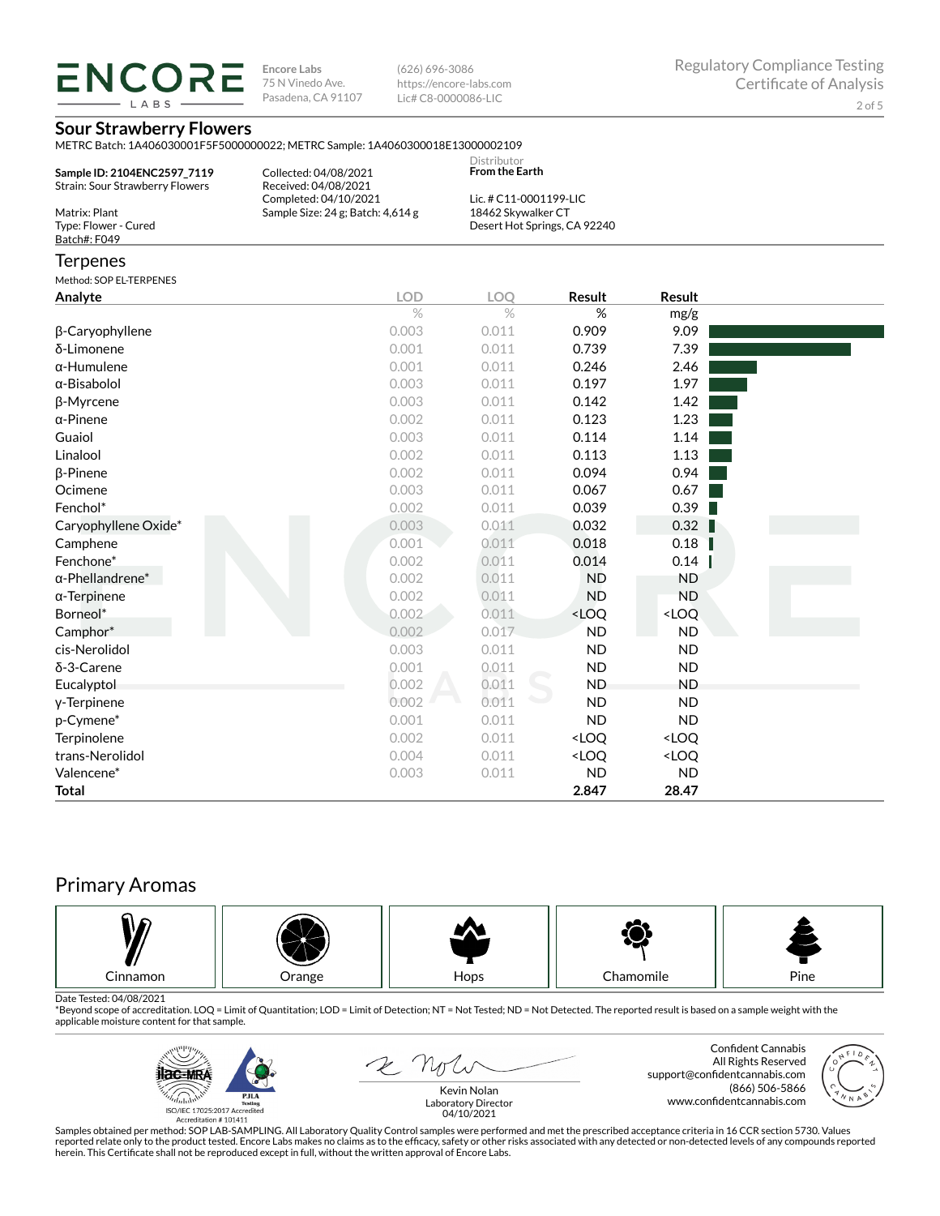# Sour Strawberry Flowers

METRC Batch: 1A406030001F5F5000000022; METRC Sample: 1A4060300018E13000002109

**Sample ID: 2104ENC2597_7119**
Strain: Sour Strawberry Flowers

Matrix: Plant
Type: Flower - Cured
Batch#: F049

Collected: 04/08/2021
Received: 04/08/2021
Completed: 04/10/2021
Sample Size: 24 g; Batch: 4,614 g

Distributor
**From the Earth**

Lic. # C11-0001199-LIC
18462 Skywalker CT
Desert Hot Springs, CA 92240

## Terpenes

Method: SOP EL-TERPENES

| Analyte | LOD | LOQ | Result | Result |
|---|---|---|---|---|
| | % | % | % | mg/g |
| β-Caryophyllene | 0.003 | 0.011 | 0.909 | 9.09 |
| δ-Limonene | 0.001 | 0.011 | 0.739 | 7.39 |
| α-Humulene | 0.001 | 0.011 | 0.246 | 2.46 |
| α-Bisabolol | 0.003 | 0.011 | 0.197 | 1.97 |
| β-Myrcene | 0.003 | 0.011 | 0.142 | 1.42 |
| α-Pinene | 0.002 | 0.011 | 0.123 | 1.23 |
| Guaiol | 0.003 | 0.011 | 0.114 | 1.14 |
| Linalool | 0.002 | 0.011 | 0.113 | 1.13 |
| β-Pinene | 0.002 | 0.011 | 0.094 | 0.94 |
| Ocimene | 0.003 | 0.011 | 0.067 | 0.67 |
| Fenchol* | 0.002 | 0.011 | 0.039 | 0.39 |
| Caryophyllene Oxide* | 0.003 | 0.011 | 0.032 | 0.32 |
| Camphene | 0.001 | 0.011 | 0.018 | 0.18 |
| Fenchone* | 0.002 | 0.011 | 0.014 | 0.14 |
| α-Phellandrene* | 0.002 | 0.011 | ND | ND |
| α-Terpinene | 0.002 | 0.011 | ND | ND |
| Borneol* | 0.002 | 0.011 | <LOQ | <LOQ |
| Camphor* | 0.002 | 0.017 | ND | ND |
| cis-Nerolidol | 0.003 | 0.011 | ND | ND |
| δ-3-Carene | 0.001 | 0.011 | ND | ND |
| Eucalyptol | 0.002 | 0.011 | ND | ND |
| γ-Terpinene | 0.002 | 0.011 | ND | ND |
| p-Cymene* | 0.001 | 0.011 | ND | ND |
| Terpinolene | 0.002 | 0.011 | <LOQ | <LOQ |
| trans-Nerolidol | 0.004 | 0.011 | <LOQ | <LOQ |
| Valencene* | 0.003 | 0.011 | ND | ND |
| **Total** | | | **2.847** | **28.47** |

## Primary Aromas

Cinnamon | Orange | Hops | Chamomile | Pine

Date Tested: 04/08/2021
*Beyond scope of accreditation. LOQ = Limit of Quantitation; LOD = Limit of Detection; NT = Not Tested; ND = Not Detected. The reported result is based on a sample weight with the applicable moisture content for that sample.

ISO/IEC 17025:2017 Accredited
Accreditation # 101411

Kevin Nolan
Laboratory Director
04/10/2021

Confident Cannabis
All Rights Reserved
support@confidentcannabis.com
(866) 506-5866
www.confidentcannabis.com

Samples obtained per method: SOP LAB-SAMPLING. All Laboratory Quality Control samples were performed and met the prescribed acceptance criteria in 16 CCR section 5730. Values reported relate only to the product tested. Encore Labs makes no claims as to the efficacy, safety or other risks associated with any detected or non-detected levels of any compounds reported herein. This Certificate shall not be reproduced except in full, without the written approval of Encore Labs.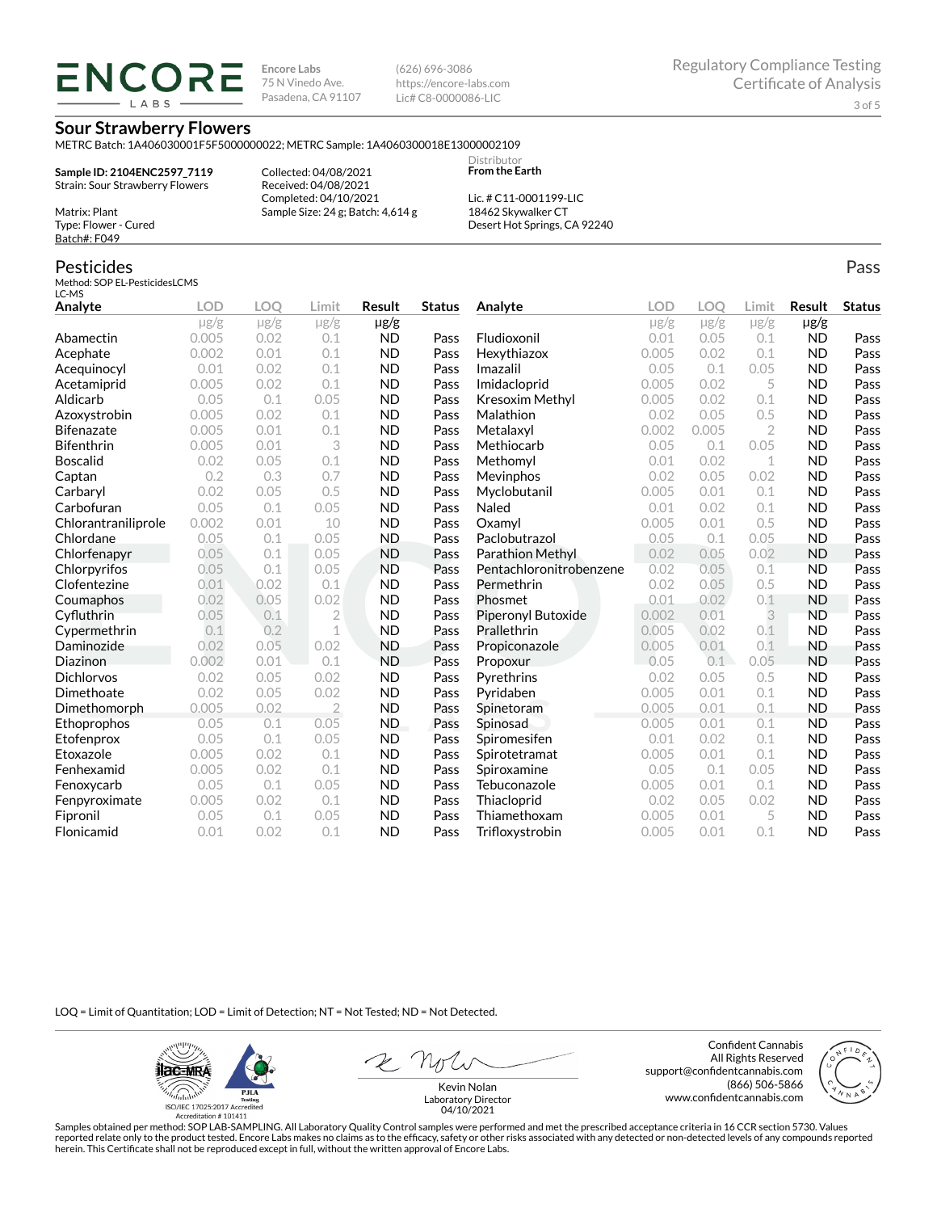**ENCORE LABS**

Encore Labs
75 N Vinedo Ave.
Pasadena, CA 91107

(626) 696-3086
https://encore-labs.com
Lic# C8-0000086-LIC

Regulatory Compliance Testing
Certificate of Analysis

## Sour Strawberry Flowers

METRC Batch: 1A406030001F5F5000000022; METRC Sample: 1A4060300018E13000002109

**Sample ID: 2104ENC2597_7119**
Strain: Sour Strawberry Flowers

Matrix: Plant
Type: Flower - Cured
Batch#: F049

Collected: 04/08/2021
Received: 04/08/2021
Completed: 04/10/2021
Sample Size: 24 g; Batch: 4,614 g

Distributor
**From the Earth**

Lic. # C11-0001199-LIC
18462 Skywalker CT
Desert Hot Springs, CA 92240

## Pesticides

Pass

Method: SOP EL-PesticidesLCMS
LC-MS

| Analyte | LOD | LOQ | Limit | Result | Status | Analyte | LOD | LOQ | Limit | Result | Status |
|---|---|---|---|---|---|---|---|---|---|---|---|
| | μg/g | μg/g | μg/g | μg/g | | | μg/g | μg/g | μg/g | μg/g | |
| Abamectin | 0.005 | 0.02 | 0.1 | ND | Pass | Fludioxonil | 0.01 | 0.05 | 0.1 | ND | Pass |
| Acephate | 0.002 | 0.01 | 0.1 | ND | Pass | Hexythiazox | 0.005 | 0.02 | 0.1 | ND | Pass |
| Acequinocyl | 0.01 | 0.02 | 0.1 | ND | Pass | Imazalil | 0.05 | 0.1 | 0.05 | ND | Pass |
| Acetamiprid | 0.005 | 0.02 | 0.1 | ND | Pass | Imidacloprid | 0.005 | 0.02 | 5 | ND | Pass |
| Aldicarb | 0.05 | 0.1 | 0.05 | ND | Pass | Kresoxim Methyl | 0.005 | 0.02 | 0.1 | ND | Pass |
| Azoxystrobin | 0.005 | 0.02 | 0.1 | ND | Pass | Malathion | 0.02 | 0.05 | 0.5 | ND | Pass |
| Bifenazate | 0.005 | 0.01 | 0.1 | ND | Pass | Metalaxyl | 0.002 | 0.005 | 2 | ND | Pass |
| Bifenthrin | 0.005 | 0.01 | 3 | ND | Pass | Methiocarb | 0.05 | 0.1 | 0.05 | ND | Pass |
| Boscalid | 0.02 | 0.05 | 0.1 | ND | Pass | Methomyl | 0.01 | 0.02 | 1 | ND | Pass |
| Captan | 0.2 | 0.3 | 0.7 | ND | Pass | Mevinphos | 0.02 | 0.05 | 0.02 | ND | Pass |
| Carbaryl | 0.02 | 0.05 | 0.5 | ND | Pass | Myclobutanil | 0.005 | 0.01 | 0.1 | ND | Pass |
| Carbofuran | 0.05 | 0.1 | 0.05 | ND | Pass | Naled | 0.01 | 0.02 | 0.1 | ND | Pass |
| Chlorantraniliprole | 0.002 | 0.01 | 10 | ND | Pass | Oxamyl | 0.005 | 0.01 | 0.5 | ND | Pass |
| Chlordane | 0.05 | 0.1 | 0.05 | ND | Pass | Paclobutrazol | 0.05 | 0.1 | 0.05 | ND | Pass |
| Chlorfenapyr | 0.05 | 0.1 | 0.05 | ND | Pass | Parathion Methyl | 0.02 | 0.05 | 0.02 | ND | Pass |
| Chlorpyrifos | 0.05 | 0.1 | 0.05 | ND | Pass | Pentachloronitrobenzene | 0.02 | 0.05 | 0.1 | ND | Pass |
| Clofentezine | 0.01 | 0.02 | 0.1 | ND | Pass | Permethrin | 0.02 | 0.05 | 0.5 | ND | Pass |
| Coumaphos | 0.02 | 0.05 | 0.02 | ND | Pass | Phosmet | 0.01 | 0.02 | 0.1 | ND | Pass |
| Cyfluthrin | 0.05 | 0.1 | 2 | ND | Pass | Piperonyl Butoxide | 0.002 | 0.01 | 3 | ND | Pass |
| Cypermethrin | 0.1 | 0.2 | 1 | ND | Pass | Prallethrin | 0.005 | 0.02 | 0.1 | ND | Pass |
| Daminozide | 0.02 | 0.05 | 0.02 | ND | Pass | Propiconazole | 0.005 | 0.01 | 0.1 | ND | Pass |
| Diazinon | 0.002 | 0.01 | 0.1 | ND | Pass | Propoxur | 0.05 | 0.1 | 0.05 | ND | Pass |
| Dichlorvos | 0.02 | 0.05 | 0.02 | ND | Pass | Pyrethrins | 0.02 | 0.05 | 0.5 | ND | Pass |
| Dimethoate | 0.02 | 0.05 | 0.02 | ND | Pass | Pyridaben | 0.005 | 0.01 | 0.1 | ND | Pass |
| Dimethomorph | 0.005 | 0.02 | 2 | ND | Pass | Spinetoram | 0.005 | 0.01 | 0.1 | ND | Pass |
| Ethoprophos | 0.05 | 0.1 | 0.05 | ND | Pass | Spinosad | 0.005 | 0.01 | 0.1 | ND | Pass |
| Etofenprox | 0.05 | 0.1 | 0.05 | ND | Pass | Spiromesifen | 0.01 | 0.02 | 0.1 | ND | Pass |
| Etoxazole | 0.005 | 0.02 | 0.1 | ND | Pass | Spirotetramat | 0.005 | 0.01 | 0.1 | ND | Pass |
| Fenhexamid | 0.005 | 0.02 | 0.1 | ND | Pass | Spiroxamine | 0.05 | 0.1 | 0.05 | ND | Pass |
| Fenoxycarb | 0.05 | 0.1 | 0.05 | ND | Pass | Tebuconazole | 0.005 | 0.01 | 0.1 | ND | Pass |
| Fenpyroximate | 0.005 | 0.02 | 0.1 | ND | Pass | Thiacloprid | 0.02 | 0.05 | 0.02 | ND | Pass |
| Fipronil | 0.05 | 0.1 | 0.05 | ND | Pass | Thiamethoxam | 0.005 | 0.01 | 5 | ND | Pass |
| Flonicamid | 0.01 | 0.02 | 0.1 | ND | Pass | Trifloxystrobin | 0.005 | 0.01 | 0.1 | ND | Pass |

LOQ = Limit of Quantitation; LOD = Limit of Detection; NT = Not Tested; ND = Not Detected.

ISO/IEC 17025:2017 Accredited
Accreditation # 101411

Kevin Nolan
Laboratory Director
04/10/2021

Confident Cannabis
All Rights Reserved
support@confidentcannabis.com
(866) 506-5866
www.confidentcannabis.com

Samples obtained per method: SOP LAB-SAMPLING. All Laboratory Quality Control samples were performed and met the prescribed acceptance criteria in 16 CCR section 5730. Values reported relate only to the product tested. Encore Labs makes no claims as to the efficacy, safety or other risks associated with any detected or non-detected levels of any compounds reported herein. This Certificate shall not be reproduced except in full, without the written approval of Encore Labs.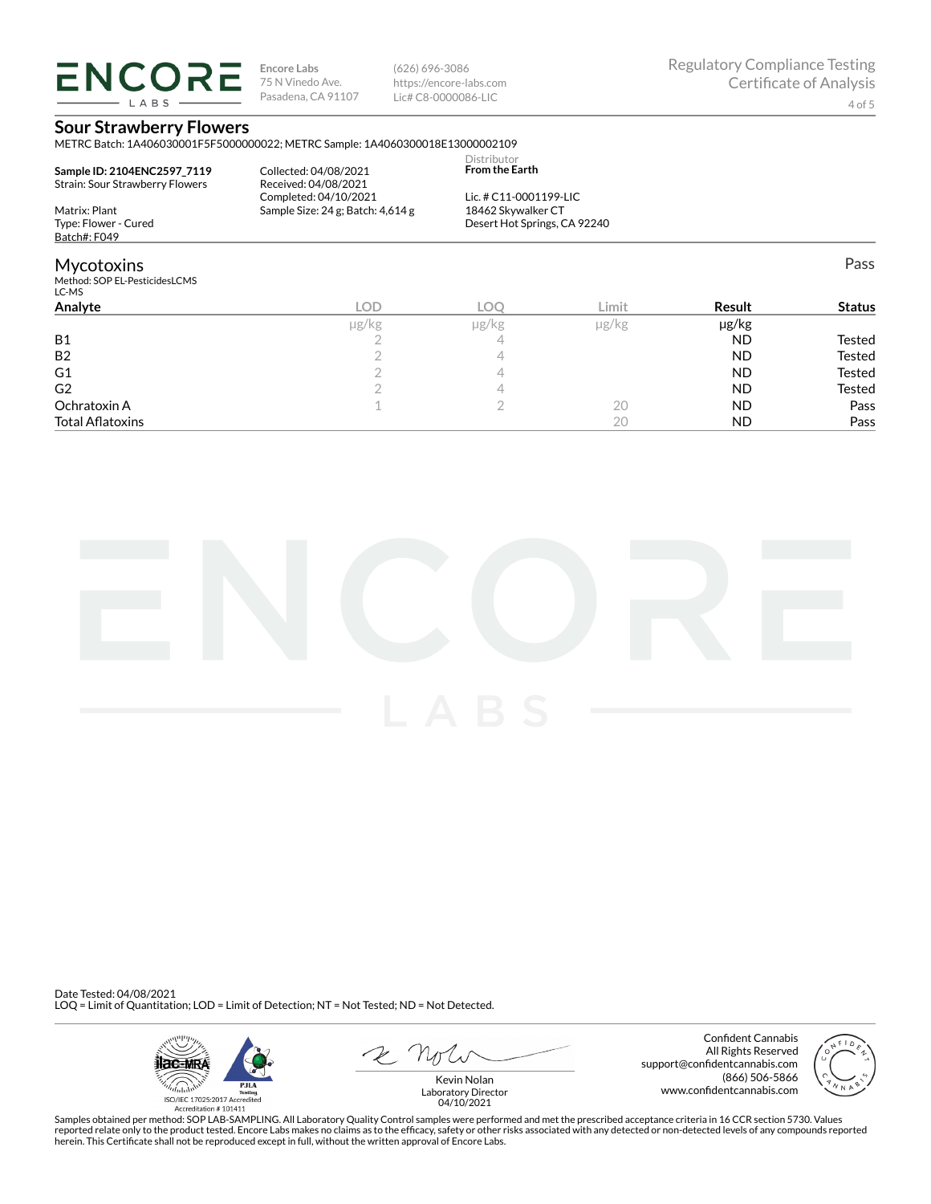**Encore Labs**
75 N Vinedo Ave.
Pasadena, CA 91107

(626) 696-3086
https://encore-labs.com
Lic# C8-0000086-LIC

Regulatory Compliance Testing
Certificate of Analysis

## Sour Strawberry Flowers

METRC Batch: 1A406030001F5F5000000022; METRC Sample: 1A4060300018E13000002109

**Sample ID: 2104ENC2597_7119**
Strain: Sour Strawberry Flowers

Matrix: Plant
Type: Flower - Cured
Batch#: F049

Collected: 04/08/2021
Received: 04/08/2021
Completed: 04/10/2021
Sample Size: 24 g; Batch: 4,614 g

Distributor
**From the Earth**

Lic. # C11-0001199-LIC
18462 Skywalker CT
Desert Hot Springs, CA 92240

## Mycotoxins

Pass

Method: SOP EL-PesticidesLCMS
LC-MS

| Analyte | LOD | LOQ | Limit | Result | Status |
|---|---|---|---|---|---|
| | μg/kg | μg/kg | μg/kg | μg/kg | |
| B1 | 2 | 4 | | ND | Tested |
| B2 | 2 | 4 | | ND | Tested |
| G1 | 2 | 4 | | ND | Tested |
| G2 | 2 | 4 | | ND | Tested |
| Ochratoxin A | 1 | 2 | 20 | ND | Pass |
| Total Aflatoxins | | | 20 | ND | Pass |

Date Tested: 04/08/2021
LOQ = Limit of Quantitation; LOD = Limit of Detection; NT = Not Tested; ND = Not Detected.

ISO/IEC 17025:2017 Accredited
Accreditation # 101411

Kevin Nolan
Laboratory Director
04/10/2021

Confident Cannabis
All Rights Reserved
support@confidentcannabis.com
(866) 506-5866
www.confidentcannabis.com

Samples obtained per method: SOP LAB-SAMPLING. All Laboratory Quality Control samples were performed and met the prescribed acceptance criteria in 16 CCR section 5730. Values reported relate only to the product tested. Encore Labs makes no claims as to the efficacy, safety or other risks associated with any detected or non-detected levels of any compounds reported herein. This Certificate shall not be reproduced except in full, without the written approval of Encore Labs.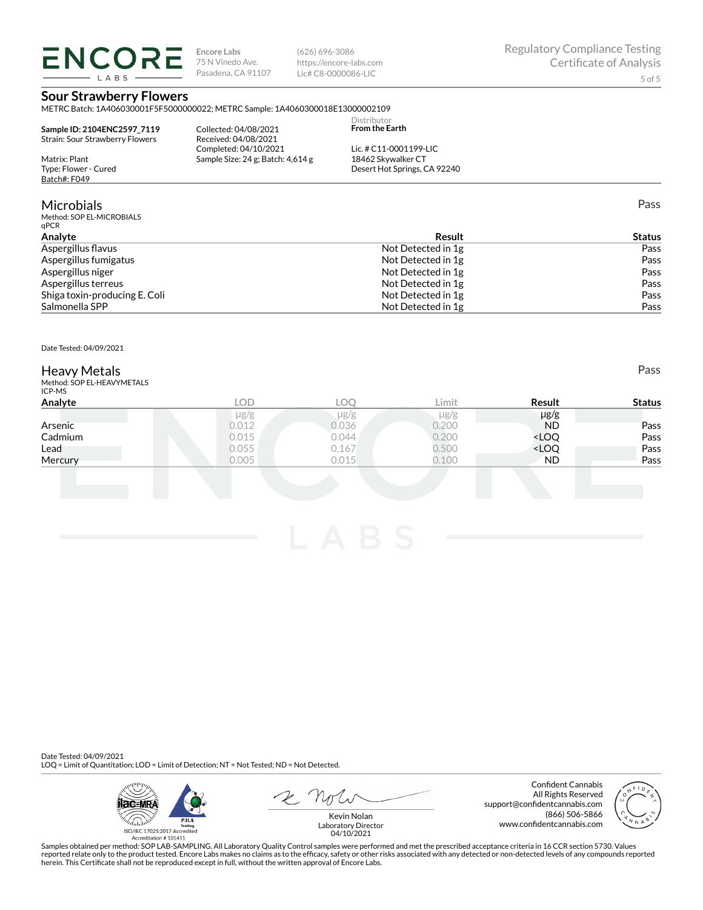**ENCORE LABS**

Encore Labs
75 N Vinedo Ave.
Pasadena, CA 91107

(626) 696-3086
https://encore-labs.com
Lic# C8-0000086-LIC

Regulatory Compliance Testing
Certificate of Analysis

# Sour Strawberry Flowers

METRC Batch: 1A406030001F5F5000000022; METRC Sample: 1A4060300018E13000002109

**Sample ID: 2104ENC2597_7119**
Strain: Sour Strawberry Flowers

Matrix: Plant
Type: Flower - Cured
Batch#: F049

Collected: 04/08/2021
Received: 04/08/2021
Completed: 04/10/2021
Sample Size: 24 g; Batch: 4,614 g

Distributor
**From the Earth**

Lic. # C11-0001199-LIC
18462 Skywalker CT
Desert Hot Springs, CA 92240

## Microbials

Pass

Method: SOP EL-MICROBIALS
qPCR

| Analyte | Result | Status |
|---|---|---|
| Aspergillus flavus | Not Detected in 1g | Pass |
| Aspergillus fumigatus | Not Detected in 1g | Pass |
| Aspergillus niger | Not Detected in 1g | Pass |
| Aspergillus terreus | Not Detected in 1g | Pass |
| Shiga toxin-producing E. Coli | Not Detected in 1g | Pass |
| Salmonella SPP | Not Detected in 1g | Pass |

Date Tested: 04/09/2021

## Heavy Metals

Pass

Method: SOP EL-HEAVYMETALS
ICP-MS

| Analyte | LOD | LOQ | Limit | Result | Status |
|---|---|---|---|---|---|
| | µg/g | µg/g | µg/g | µg/g | |
| Arsenic | 0.012 | 0.036 | 0.200 | ND | Pass |
| Cadmium | 0.015 | 0.044 | 0.200 | <LOQ | Pass |
| Lead | 0.055 | 0.167 | 0.500 | <LOQ | Pass |
| Mercury | 0.005 | 0.015 | 0.100 | ND | Pass |

Date Tested: 04/09/2021
LOQ = Limit of Quantitation; LOD = Limit of Detection; NT = Not Tested; ND = Not Detected.

ISO/IEC 17025:2017 Accredited
Accreditation # 101411

Kevin Nolan
Laboratory Director
04/10/2021

Confident Cannabis
All Rights Reserved
support@confidentcannabis.com
(866) 506-5866
www.confidentcannabis.com

Samples obtained per method: SOP LAB-SAMPLING. All Laboratory Quality Control samples were performed and met the prescribed acceptance criteria in 16 CCR section 5730. Values reported relate only to the product tested. Encore Labs makes no claims as to the efficacy, safety or other risks associated with any detected or non-detected levels of any compounds reported herein. This Certificate shall not be reproduced except in full, without the written approval of Encore Labs.